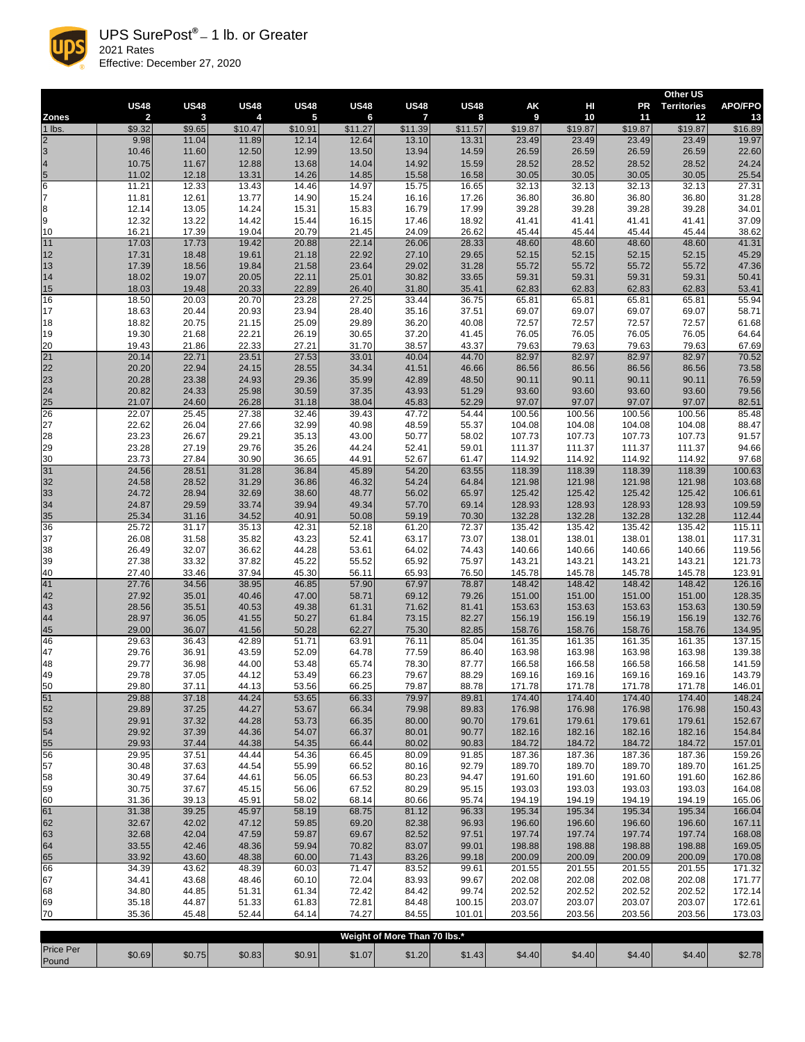# UPS SurePost® – 1 lb. or Greater

2021 Rates

Effective: December 27, 2020

|  | US48 | US48 | US48 | US48 | US48 | US48 | US48 | AK | HI | PR | Other US Territories | APO/FPO |
|---|---|---|---|---|---|---|---|---|---|---|---|---|
| **Zones** | **2** | **3** | **4** | **5** | **6** | **7** | **8** | **9** | **10** | **11** | **12** | **13** |
| 1 lbs. | $9.32 | $9.65 | $10.47 | $10.91 | $11.27 | $11.39 | $11.57 | $19.87 | $19.87 | $19.87 | $19.87 | $16.89 |
| 2 | 9.98 | 11.04 | 11.89 | 12.14 | 12.64 | 13.10 | 13.31 | 23.49 | 23.49 | 23.49 | 23.49 | 19.97 |
| 3 | 10.46 | 11.60 | 12.50 | 12.99 | 13.50 | 13.94 | 14.59 | 26.59 | 26.59 | 26.59 | 26.59 | 22.60 |
| 4 | 10.75 | 11.67 | 12.88 | 13.68 | 14.04 | 14.92 | 15.59 | 28.52 | 28.52 | 28.52 | 28.52 | 24.24 |
| 5 | 11.02 | 12.18 | 13.31 | 14.26 | 14.85 | 15.58 | 16.58 | 30.05 | 30.05 | 30.05 | 30.05 | 25.54 |
| 6 | 11.21 | 12.33 | 13.43 | 14.46 | 14.97 | 15.75 | 16.65 | 32.13 | 32.13 | 32.13 | 32.13 | 27.31 |
| 7 | 11.81 | 12.61 | 13.77 | 14.90 | 15.24 | 16.16 | 17.26 | 36.80 | 36.80 | 36.80 | 36.80 | 31.28 |
| 8 | 12.14 | 13.05 | 14.24 | 15.31 | 15.83 | 16.79 | 17.99 | 39.28 | 39.28 | 39.28 | 39.28 | 34.01 |
| 9 | 12.32 | 13.22 | 14.42 | 15.44 | 16.15 | 17.46 | 18.92 | 41.41 | 41.41 | 41.41 | 41.41 | 37.09 |
| 10 | 16.21 | 17.39 | 19.04 | 20.79 | 21.45 | 24.09 | 26.62 | 45.44 | 45.44 | 45.44 | 45.44 | 38.62 |
| 11 | 17.03 | 17.73 | 19.42 | 20.88 | 22.14 | 26.06 | 28.33 | 48.60 | 48.60 | 48.60 | 48.60 | 41.31 |
| 12 | 17.31 | 18.48 | 19.61 | 21.18 | 22.92 | 27.10 | 29.65 | 52.15 | 52.15 | 52.15 | 52.15 | 45.29 |
| 13 | 17.39 | 18.56 | 19.84 | 21.58 | 23.64 | 29.02 | 31.28 | 55.72 | 55.72 | 55.72 | 55.72 | 47.36 |
| 14 | 18.02 | 19.07 | 20.05 | 22.11 | 25.01 | 30.82 | 33.65 | 59.31 | 59.31 | 59.31 | 59.31 | 50.41 |
| 15 | 18.03 | 19.48 | 20.33 | 22.89 | 26.40 | 31.80 | 35.41 | 62.83 | 62.83 | 62.83 | 62.83 | 53.41 |
| 16 | 18.50 | 20.03 | 20.70 | 23.28 | 27.25 | 33.44 | 36.75 | 65.81 | 65.81 | 65.81 | 65.81 | 55.94 |
| 17 | 18.63 | 20.44 | 20.93 | 23.94 | 28.40 | 35.16 | 37.51 | 69.07 | 69.07 | 69.07 | 69.07 | 58.71 |
| 18 | 18.82 | 20.75 | 21.15 | 25.09 | 29.89 | 36.20 | 40.08 | 72.57 | 72.57 | 72.57 | 72.57 | 61.68 |
| 19 | 19.30 | 21.68 | 22.21 | 26.19 | 30.65 | 37.20 | 41.45 | 76.05 | 76.05 | 76.05 | 76.05 | 64.64 |
| 20 | 19.43 | 21.86 | 22.33 | 27.21 | 31.70 | 38.57 | 43.37 | 79.63 | 79.63 | 79.63 | 79.63 | 67.69 |
| 21 | 20.14 | 22.71 | 23.51 | 27.53 | 33.01 | 40.04 | 44.70 | 82.97 | 82.97 | 82.97 | 82.97 | 70.52 |
| 22 | 20.20 | 22.94 | 24.15 | 28.55 | 34.34 | 41.51 | 46.66 | 86.56 | 86.56 | 86.56 | 86.56 | 73.58 |
| 23 | 20.28 | 23.38 | 24.93 | 29.36 | 35.99 | 42.89 | 48.50 | 90.11 | 90.11 | 90.11 | 90.11 | 76.59 |
| 24 | 20.82 | 24.33 | 25.98 | 30.59 | 37.35 | 43.93 | 51.29 | 93.60 | 93.60 | 93.60 | 93.60 | 79.56 |
| 25 | 21.07 | 24.60 | 26.28 | 31.18 | 38.04 | 45.83 | 52.29 | 97.07 | 97.07 | 97.07 | 97.07 | 82.51 |
| 26 | 22.07 | 25.45 | 27.38 | 32.46 | 39.43 | 47.72 | 54.44 | 100.56 | 100.56 | 100.56 | 100.56 | 85.48 |
| 27 | 22.62 | 26.04 | 27.66 | 32.99 | 40.98 | 48.59 | 55.37 | 104.08 | 104.08 | 104.08 | 104.08 | 88.47 |
| 28 | 23.23 | 26.67 | 29.21 | 35.13 | 43.00 | 50.77 | 58.02 | 107.73 | 107.73 | 107.73 | 107.73 | 91.57 |
| 29 | 23.28 | 27.19 | 29.76 | 35.26 | 44.24 | 52.41 | 59.01 | 111.37 | 111.37 | 111.37 | 111.37 | 94.66 |
| 30 | 23.73 | 27.84 | 30.90 | 36.65 | 44.91 | 52.67 | 61.47 | 114.92 | 114.92 | 114.92 | 114.92 | 97.68 |
| 31 | 24.56 | 28.51 | 31.28 | 36.84 | 45.89 | 54.20 | 63.55 | 118.39 | 118.39 | 118.39 | 118.39 | 100.63 |
| 32 | 24.58 | 28.52 | 31.29 | 36.86 | 46.32 | 54.24 | 64.84 | 121.98 | 121.98 | 121.98 | 121.98 | 103.68 |
| 33 | 24.72 | 28.94 | 32.69 | 38.60 | 48.77 | 56.02 | 65.97 | 125.42 | 125.42 | 125.42 | 125.42 | 106.61 |
| 34 | 24.87 | 29.59 | 33.74 | 39.94 | 49.34 | 57.70 | 69.14 | 128.93 | 128.93 | 128.93 | 128.93 | 109.59 |
| 35 | 25.34 | 31.16 | 34.52 | 40.91 | 50.08 | 59.19 | 70.30 | 132.28 | 132.28 | 132.28 | 132.28 | 112.44 |
| 36 | 25.72 | 31.17 | 35.13 | 42.31 | 52.18 | 61.20 | 72.37 | 135.42 | 135.42 | 135.42 | 135.42 | 115.11 |
| 37 | 26.08 | 31.58 | 35.82 | 43.23 | 52.41 | 63.17 | 73.07 | 138.01 | 138.01 | 138.01 | 138.01 | 117.31 |
| 38 | 26.49 | 32.07 | 36.62 | 44.28 | 53.61 | 64.02 | 74.43 | 140.66 | 140.66 | 140.66 | 140.66 | 119.56 |
| 39 | 27.38 | 33.32 | 37.82 | 45.22 | 55.52 | 65.92 | 75.97 | 143.21 | 143.21 | 143.21 | 143.21 | 121.73 |
| 40 | 27.40 | 33.46 | 37.94 | 45.30 | 56.11 | 65.93 | 76.50 | 145.78 | 145.78 | 145.78 | 145.78 | 123.91 |
| 41 | 27.76 | 34.56 | 38.95 | 46.85 | 57.90 | 67.97 | 78.87 | 148.42 | 148.42 | 148.42 | 148.42 | 126.16 |
| 42 | 27.92 | 35.01 | 40.46 | 47.00 | 58.71 | 69.12 | 79.26 | 151.00 | 151.00 | 151.00 | 151.00 | 128.35 |
| 43 | 28.56 | 35.51 | 40.53 | 49.38 | 61.31 | 71.62 | 81.41 | 153.63 | 153.63 | 153.63 | 153.63 | 130.59 |
| 44 | 28.97 | 36.05 | 41.55 | 50.27 | 61.84 | 73.15 | 82.27 | 156.19 | 156.19 | 156.19 | 156.19 | 132.76 |
| 45 | 29.00 | 36.07 | 41.56 | 50.28 | 62.27 | 75.30 | 82.85 | 158.76 | 158.76 | 158.76 | 158.76 | 134.95 |
| 46 | 29.63 | 36.43 | 42.89 | 51.71 | 63.91 | 76.11 | 85.04 | 161.35 | 161.35 | 161.35 | 161.35 | 137.15 |
| 47 | 29.76 | 36.91 | 43.59 | 52.09 | 64.78 | 77.59 | 86.40 | 163.98 | 163.98 | 163.98 | 163.98 | 139.38 |
| 48 | 29.77 | 36.98 | 44.00 | 53.48 | 65.74 | 78.30 | 87.77 | 166.58 | 166.58 | 166.58 | 166.58 | 141.59 |
| 49 | 29.78 | 37.05 | 44.12 | 53.49 | 66.23 | 79.67 | 88.29 | 169.16 | 169.16 | 169.16 | 169.16 | 143.79 |
| 50 | 29.80 | 37.11 | 44.13 | 53.56 | 66.25 | 79.87 | 88.78 | 171.78 | 171.78 | 171.78 | 171.78 | 146.01 |
| 51 | 29.88 | 37.18 | 44.24 | 53.65 | 66.33 | 79.97 | 89.81 | 174.40 | 174.40 | 174.40 | 174.40 | 148.24 |
| 52 | 29.89 | 37.25 | 44.27 | 53.67 | 66.34 | 79.98 | 89.83 | 176.98 | 176.98 | 176.98 | 176.98 | 150.43 |
| 53 | 29.91 | 37.32 | 44.28 | 53.73 | 66.35 | 80.00 | 90.70 | 179.61 | 179.61 | 179.61 | 179.61 | 152.67 |
| 54 | 29.92 | 37.39 | 44.36 | 54.07 | 66.37 | 80.01 | 90.77 | 182.16 | 182.16 | 182.16 | 182.16 | 154.84 |
| 55 | 29.93 | 37.44 | 44.38 | 54.35 | 66.44 | 80.02 | 90.83 | 184.72 | 184.72 | 184.72 | 184.72 | 157.01 |
| 56 | 29.95 | 37.51 | 44.44 | 54.36 | 66.45 | 80.09 | 91.85 | 187.36 | 187.36 | 187.36 | 187.36 | 159.26 |
| 57 | 30.48 | 37.63 | 44.54 | 55.99 | 66.52 | 80.16 | 92.79 | 189.70 | 189.70 | 189.70 | 189.70 | 161.25 |
| 58 | 30.49 | 37.64 | 44.61 | 56.05 | 66.53 | 80.23 | 94.47 | 191.60 | 191.60 | 191.60 | 191.60 | 162.86 |
| 59 | 30.75 | 37.67 | 45.15 | 56.06 | 67.52 | 80.29 | 95.15 | 193.03 | 193.03 | 193.03 | 193.03 | 164.08 |
| 60 | 31.36 | 39.13 | 45.91 | 58.02 | 68.14 | 80.66 | 95.74 | 194.19 | 194.19 | 194.19 | 194.19 | 165.06 |
| 61 | 31.38 | 39.25 | 45.97 | 58.19 | 68.75 | 81.12 | 96.33 | 195.34 | 195.34 | 195.34 | 195.34 | 166.04 |
| 62 | 32.67 | 42.02 | 47.12 | 59.85 | 69.20 | 82.38 | 96.93 | 196.60 | 196.60 | 196.60 | 196.60 | 167.11 |
| 63 | 32.68 | 42.04 | 47.59 | 59.87 | 69.67 | 82.52 | 97.51 | 197.74 | 197.74 | 197.74 | 197.74 | 168.08 |
| 64 | 33.55 | 42.46 | 48.36 | 59.94 | 70.82 | 83.07 | 99.01 | 198.88 | 198.88 | 198.88 | 198.88 | 169.05 |
| 65 | 33.92 | 43.60 | 48.38 | 60.00 | 71.43 | 83.26 | 99.18 | 200.09 | 200.09 | 200.09 | 200.09 | 170.08 |
| 66 | 34.39 | 43.62 | 48.39 | 60.03 | 71.47 | 83.52 | 99.61 | 201.55 | 201.55 | 201.55 | 201.55 | 171.32 |
| 67 | 34.41 | 43.68 | 48.46 | 60.10 | 72.04 | 83.93 | 99.67 | 202.08 | 202.08 | 202.08 | 202.08 | 171.77 |
| 68 | 34.80 | 44.85 | 51.31 | 61.34 | 72.42 | 84.42 | 99.74 | 202.52 | 202.52 | 202.52 | 202.52 | 172.14 |
| 69 | 35.18 | 44.87 | 51.33 | 61.83 | 72.81 | 84.48 | 100.15 | 203.07 | 203.07 | 203.07 | 203.07 | 172.61 |
| 70 | 35.36 | 45.48 | 52.44 | 64.14 | 74.27 | 84.55 | 101.01 | 203.56 | 203.56 | 203.56 | 203.56 | 173.03 |
| **Weight of More Than 70 lbs.*** | | | | | | | | | | | | |
| Price Per Pound | $0.69 | $0.75 | $0.83 | $0.91 | $1.07 | $1.20 | $1.43 | $4.40 | $4.40 | $4.40 | $4.40 | $2.78 |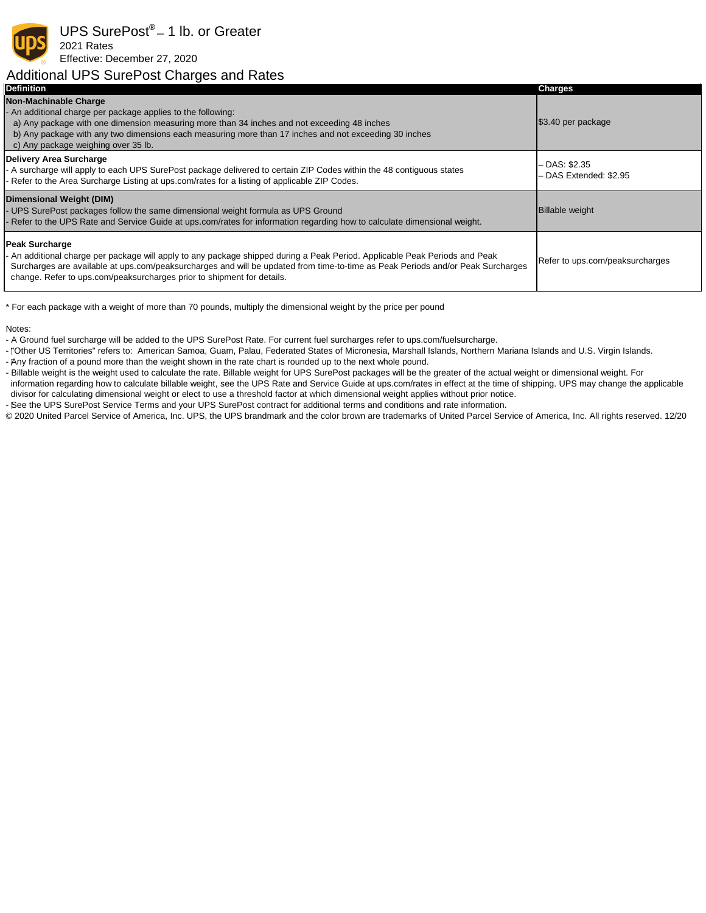# UPS SurePost® – 1 lb. or Greater

2021 Rates

Effective: December 27, 2020

## Additional UPS SurePost Charges and Rates

| Definition | Charges |
|---|---|
| **Non-Machinable Charge**<br>- An additional charge per package applies to the following:<br>a) Any package with one dimension measuring more than 34 inches and not exceeding 48 inches<br>b) Any package with any two dimensions each measuring more than 17 inches and not exceeding 30 inches<br>c) Any package weighing over 35 lb. | $3.40 per package |
| **Delivery Area Surcharge**<br>- A surcharge will apply to each UPS SurePost package delivered to certain ZIP Codes within the 48 contiguous states<br>- Refer to the Area Surcharge Listing at ups.com/rates for a listing of applicable ZIP Codes. | – DAS: $2.35<br>– DAS Extended: $2.95 |
| **Dimensional Weight (DIM)**<br>- UPS SurePost packages follow the same dimensional weight formula as UPS Ground<br>- Refer to the UPS Rate and Service Guide at ups.com/rates for information regarding how to calculate dimensional weight. | Billable weight |
| **Peak Surcharge**<br>- An additional charge per package will apply to any package shipped during a Peak Period. Applicable Peak Periods and Peak Surcharges are available at ups.com/peaksurcharges and will be updated from time-to-time as Peak Periods and/or Peak Surcharges change. Refer to ups.com/peaksurcharges prior to shipment for details. | Refer to ups.com/peaksurcharges |

* For each package with a weight of more than 70 pounds, multiply the dimensional weight by the price per pound

Notes:

- A Ground fuel surcharge will be added to the UPS SurePost Rate. For current fuel surcharges refer to ups.com/fuelsurcharge.
- "Other US Territories" refers to: American Samoa, Guam, Palau, Federated States of Micronesia, Marshall Islands, Northern Mariana Islands and U.S. Virgin Islands.
- Any fraction of a pound more than the weight shown in the rate chart is rounded up to the next whole pound.
- Billable weight is the weight used to calculate the rate. Billable weight for UPS SurePost packages will be the greater of the actual weight or dimensional weight. For information regarding how to calculate billable weight, see the UPS Rate and Service Guide at ups.com/rates in effect at the time of shipping. UPS may change the applicable divisor for calculating dimensional weight or elect to use a threshold factor at which dimensional weight applies without prior notice.
- See the UPS SurePost Service Terms and your UPS SurePost contract for additional terms and conditions and rate information.

© 2020 United Parcel Service of America, Inc. UPS, the UPS brandmark and the color brown are trademarks of United Parcel Service of America, Inc. All rights reserved. 12/20